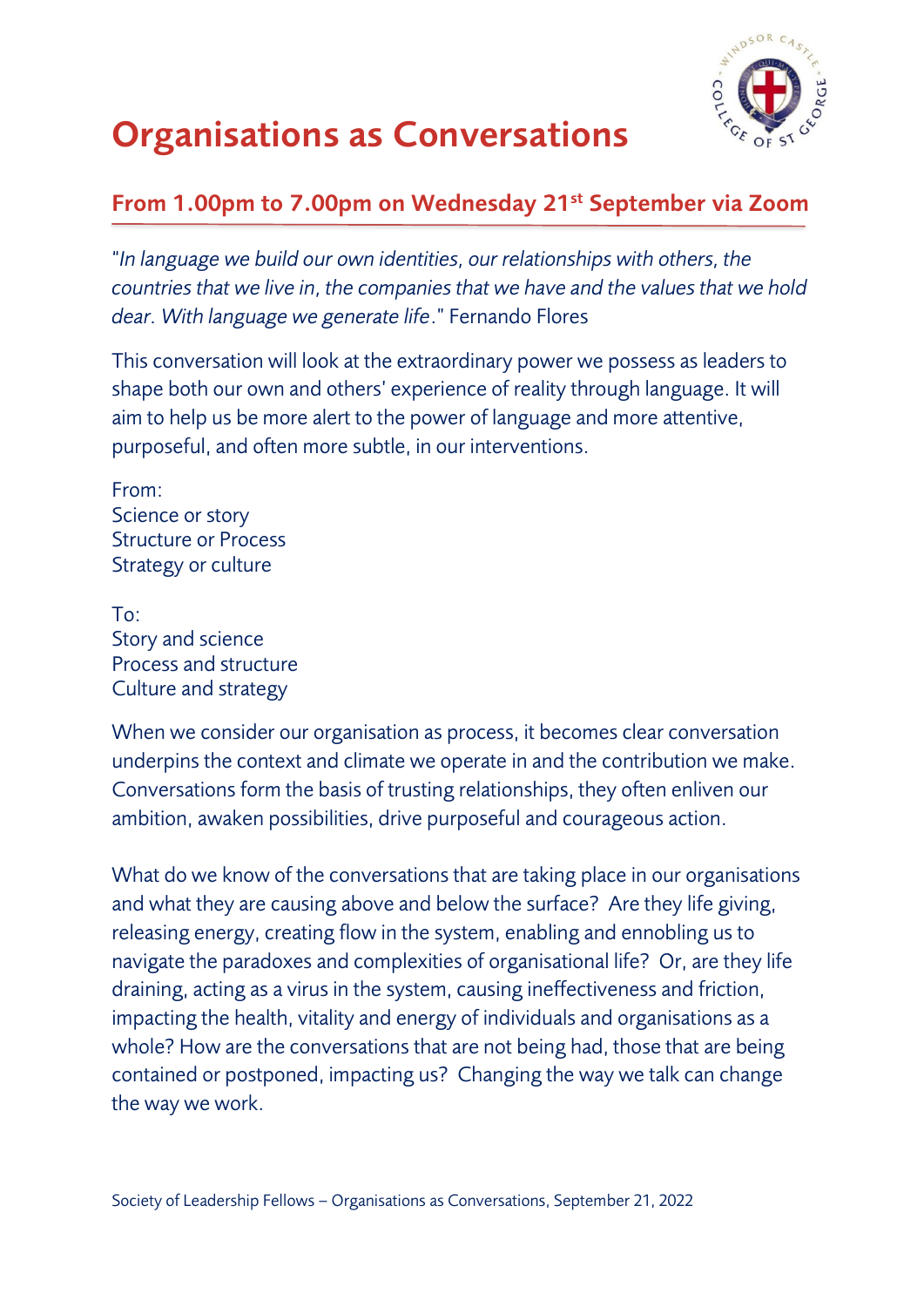# Organisations as Conversations

## From 1.00pm to 7.00pm on Wednesday 21st September via Zoom

"*In language we build our own identities, our relationships with others, the countries that we live in, the companies that we have and the values that we hold dear. With language we generate life*." Fernando Flores

This conversation will look at the extraordinary power we possess as leaders to shape both our own and others' experience of reality through language. It will aim to help us be more alert to the power of language and more attentive, purposeful, and often more subtle, in our interventions.

From:
Science or story
Structure or Process
Strategy or culture

To:
Story and science
Process and structure
Culture and strategy

When we consider our organisation as process, it becomes clear conversation underpins the context and climate we operate in and the contribution we make. Conversations form the basis of trusting relationships, they often enliven our ambition, awaken possibilities, drive purposeful and courageous action.

What do we know of the conversations that are taking place in our organisations and what they are causing above and below the surface? Are they life giving, releasing energy, creating flow in the system, enabling and ennobling us to navigate the paradoxes and complexities of organisational life? Or, are they life draining, acting as a virus in the system, causing ineffectiveness and friction, impacting the health, vitality and energy of individuals and organisations as a whole? How are the conversations that are not being had, those that are being contained or postponed, impacting us? Changing the way we talk can change the way we work.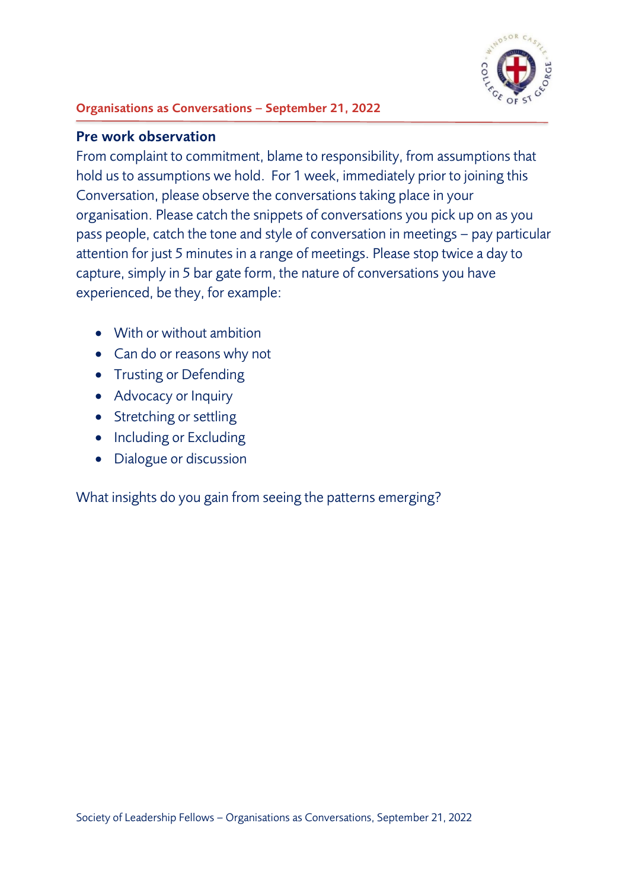## Organisations as Conversations – September 21, 2022

### Pre work observation

From complaint to commitment, blame to responsibility, from assumptions that hold us to assumptions we hold. For 1 week, immediately prior to joining this Conversation, please observe the conversations taking place in your organisation. Please catch the snippets of conversations you pick up on as you pass people, catch the tone and style of conversation in meetings – pay particular attention for just 5 minutes in a range of meetings. Please stop twice a day to capture, simply in 5 bar gate form, the nature of conversations you have experienced, be they, for example:

- With or without ambition
- Can do or reasons why not
- Trusting or Defending
- Advocacy or Inquiry
- Stretching or settling
- Including or Excluding
- Dialogue or discussion

What insights do you gain from seeing the patterns emerging?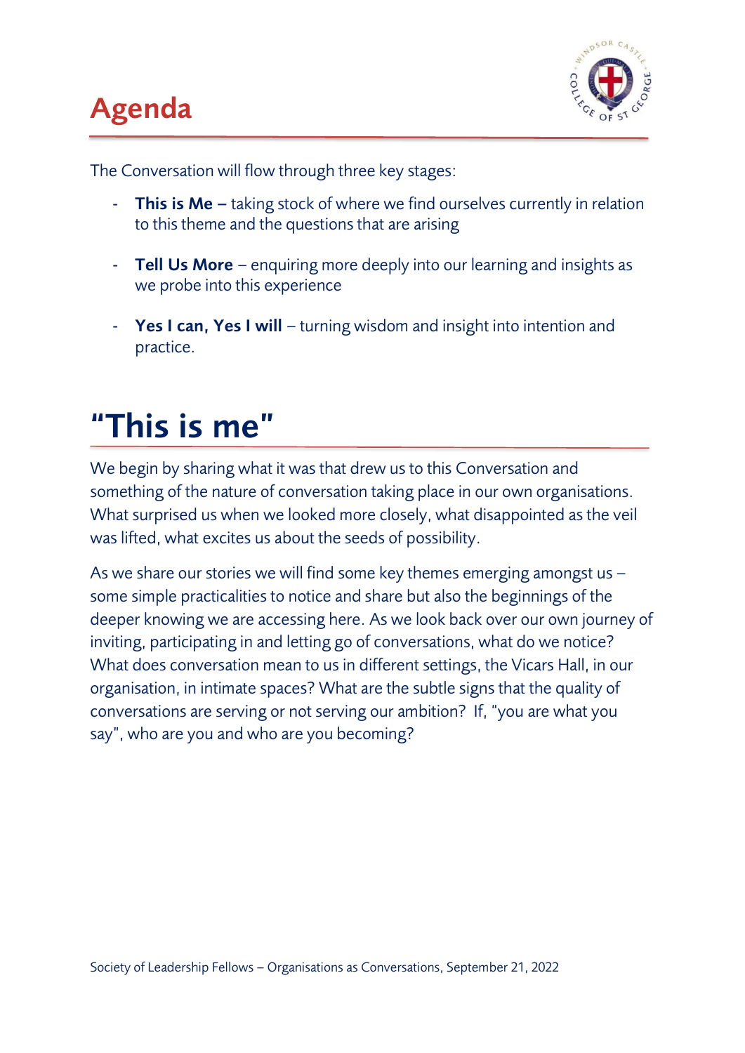# Agenda

The Conversation will flow through three key stages:

- **This is Me –** taking stock of where we find ourselves currently in relation to this theme and the questions that are arising
- **Tell Us More** – enquiring more deeply into our learning and insights as we probe into this experience
- **Yes I can, Yes I will** – turning wisdom and insight into intention and practice.

# "This is me"

We begin by sharing what it was that drew us to this Conversation and something of the nature of conversation taking place in our own organisations. What surprised us when we looked more closely, what disappointed as the veil was lifted, what excites us about the seeds of possibility.

As we share our stories we will find some key themes emerging amongst us – some simple practicalities to notice and share but also the beginnings of the deeper knowing we are accessing here. As we look back over our own journey of inviting, participating in and letting go of conversations, what do we notice? What does conversation mean to us in different settings, the Vicars Hall, in our organisation, in intimate spaces? What are the subtle signs that the quality of conversations are serving or not serving our ambition? If, "you are what you say", who are you and who are you becoming?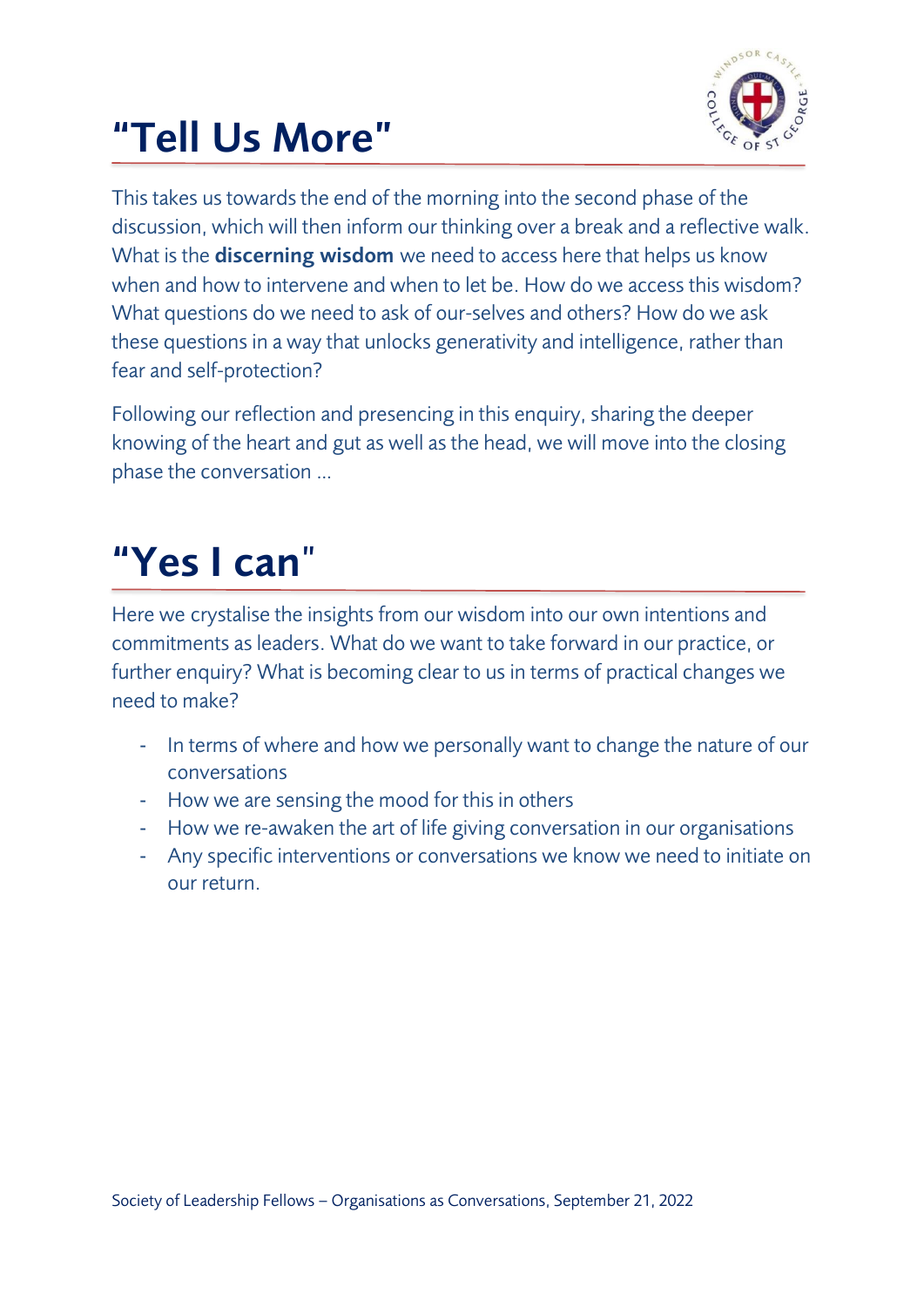# "Tell Us More"

This takes us towards the end of the morning into the second phase of the discussion, which will then inform our thinking over a break and a reflective walk. What is the **discerning wisdom** we need to access here that helps us know when and how to intervene and when to let be. How do we access this wisdom? What questions do we need to ask of our-selves and others? How do we ask these questions in a way that unlocks generativity and intelligence, rather than fear and self-protection?

Following our reflection and presencing in this enquiry, sharing the deeper knowing of the heart and gut as well as the head, we will move into the closing phase the conversation …

# "Yes I can"

Here we crystalise the insights from our wisdom into our own intentions and commitments as leaders. What do we want to take forward in our practice, or further enquiry? What is becoming clear to us in terms of practical changes we need to make?

- In terms of where and how we personally want to change the nature of our conversations
- How we are sensing the mood for this in others
- How we re-awaken the art of life giving conversation in our organisations
- Any specific interventions or conversations we know we need to initiate on our return.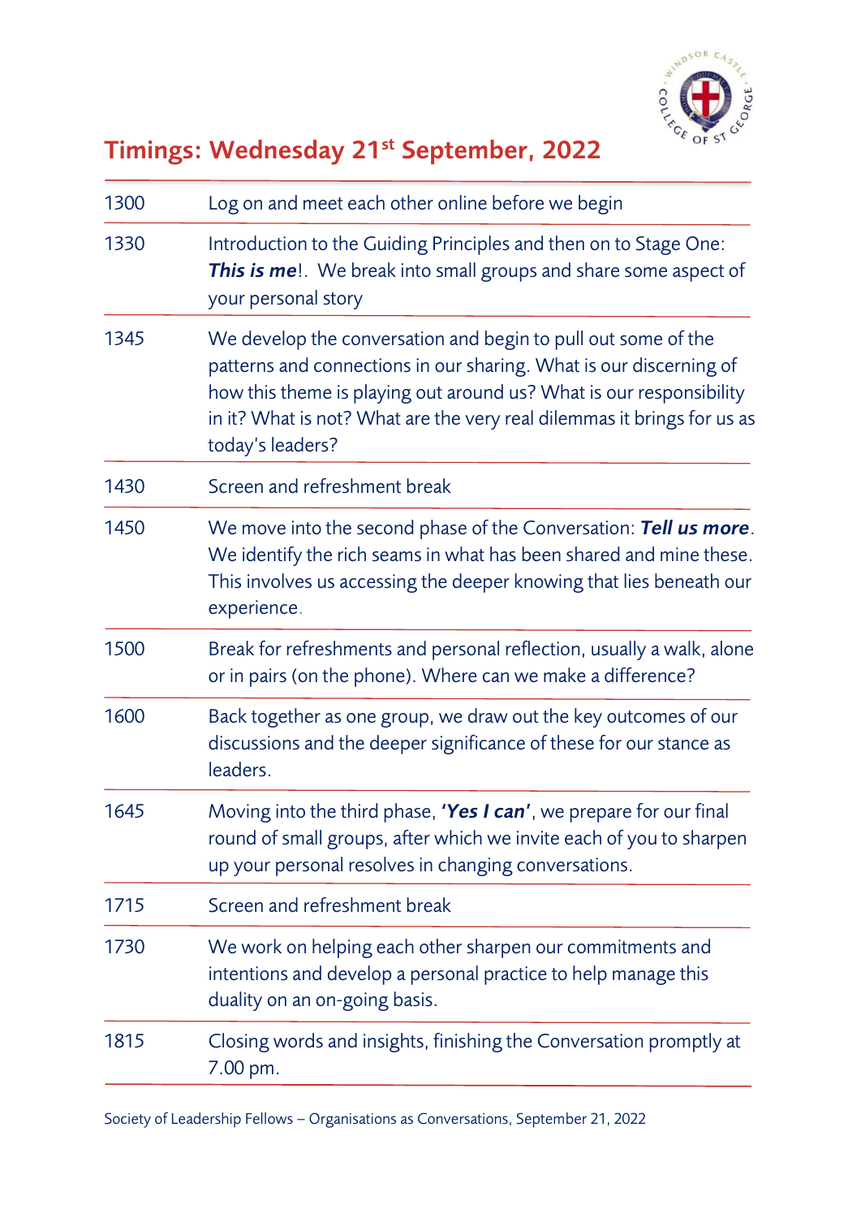## Timings: Wednesday 21st September, 2022

| | |
|---|---|
| 1300 | Log on and meet each other online before we begin |
| 1330 | Introduction to the Guiding Principles and then on to Stage One: ***This is me***!. We break into small groups and share some aspect of your personal story |
| 1345 | We develop the conversation and begin to pull out some of the patterns and connections in our sharing. What is our discerning of how this theme is playing out around us? What is our responsibility in it? What is not? What are the very real dilemmas it brings for us as today's leaders? |
| 1430 | Screen and refreshment break |
| 1450 | We move into the second phase of the Conversation: ***Tell us more***. We identify the rich seams in what has been shared and mine these. This involves us accessing the deeper knowing that lies beneath our experience. |
| 1500 | Break for refreshments and personal reflection, usually a walk, alone or in pairs (on the phone). Where can we make a difference? |
| 1600 | Back together as one group, we draw out the key outcomes of our discussions and the deeper significance of these for our stance as leaders. |
| 1645 | Moving into the third phase, ***'Yes I can'***, we prepare for our final round of small groups, after which we invite each of you to sharpen up your personal resolves in changing conversations. |
| 1715 | Screen and refreshment break |
| 1730 | We work on helping each other sharpen our commitments and intentions and develop a personal practice to help manage this duality on an on-going basis. |
| 1815 | Closing words and insights, finishing the Conversation promptly at 7.00 pm. |

Society of Leadership Fellows – Organisations as Conversations, September 21, 2022